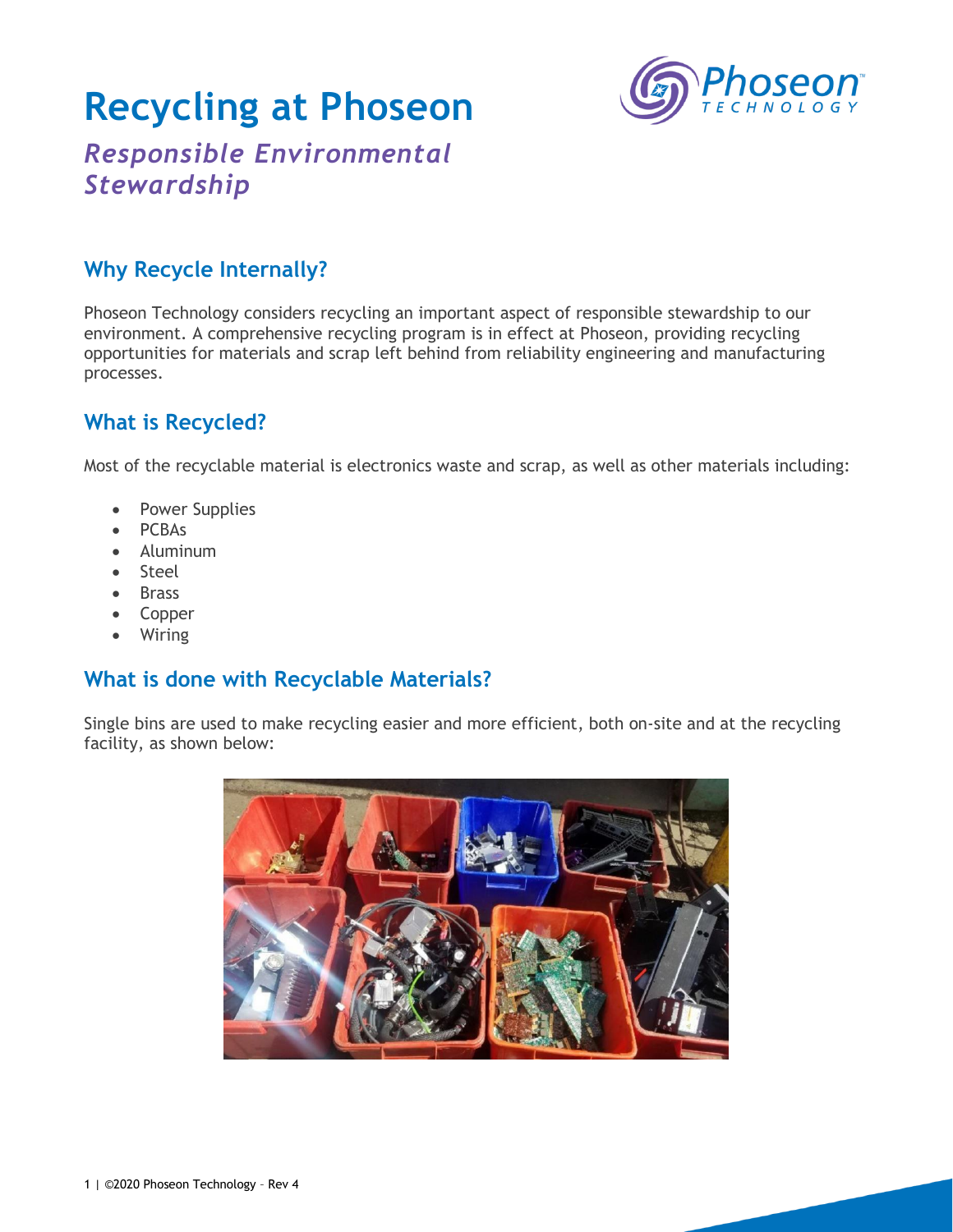# Recycling at Phoseon

## *Responsible Environmental Stewardship*

## Why Recycle Internally?

Phoseon Technology considers recycling an important aspect of responsible stewardship to our environment. A comprehensive recycling program is in effect at Phoseon, providing recycling opportunities for materials and scrap left behind from reliability engineering and manufacturing processes.

## What is Recycled?

Most of the recyclable material is electronics waste and scrap, as well as other materials including:

- Power Supplies
- PCBAs
- Aluminum
- Steel
- Brass
- Copper
- Wiring

## What is done with Recyclable Materials?

Single bins are used to make recycling easier and more efficient, both on-site and at the recycling facility, as shown below: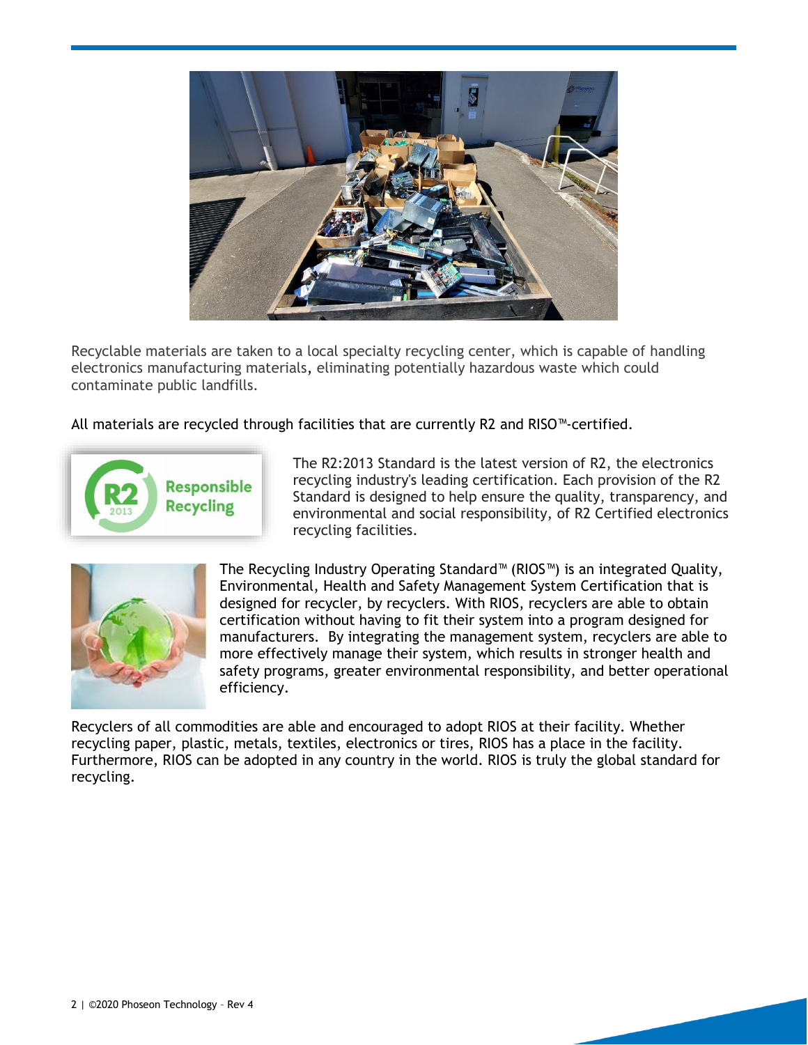Recyclable materials are taken to a local specialty recycling center, which is capable of handling electronics manufacturing materials, eliminating potentially hazardous waste which could contaminate public landfills.

All materials are recycled through facilities that are currently R2 and RISO™-certified.

The R2:2013 Standard is the latest version of R2, the electronics recycling industry's leading certification. Each provision of the R2 Standard is designed to help ensure the quality, transparency, and environmental and social responsibility, of R2 Certified electronics recycling facilities.

The Recycling Industry Operating Standard™ (RIOS™) is an integrated Quality, Environmental, Health and Safety Management System Certification that is designed for recycler, by recyclers. With RIOS, recyclers are able to obtain certification without having to fit their system into a program designed for manufacturers. By integrating the management system, recyclers are able to more effectively manage their system, which results in stronger health and safety programs, greater environmental responsibility, and better operational efficiency.

Recyclers of all commodities are able and encouraged to adopt RIOS at their facility. Whether recycling paper, plastic, metals, textiles, electronics or tires, RIOS has a place in the facility. Furthermore, RIOS can be adopted in any country in the world. RIOS is truly the global standard for recycling.